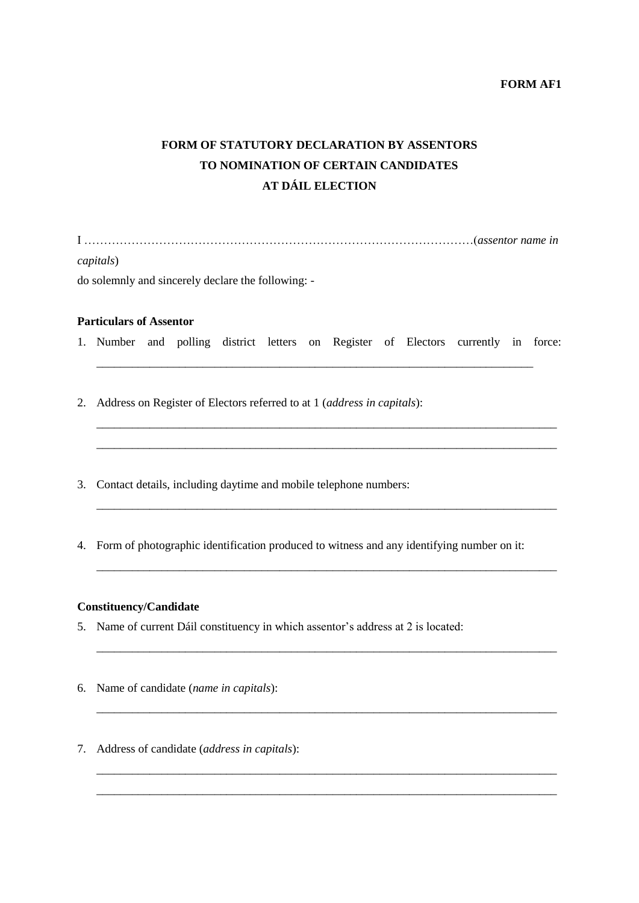**FORM AF1**

# FORM OF STATUTORY DECLARATION BY ASSENTORS TO NOMINATION OF CERTAIN CANDIDATES AT DÁIL ELECTION

I ……………………………………………………………………………………………(*assentor name in capitals*)

do solemnly and sincerely declare the following: -

**Particulars of Assentor**

1. Number and polling district letters on Register of Electors currently in force: \_\_\_\_\_\_\_\_\_\_\_\_\_\_\_\_\_\_\_\_\_\_\_\_\_\_\_\_\_\_\_\_\_\_\_\_\_\_\_\_\_\_\_\_\_\_\_\_\_\_\_\_\_\_\_\_\_\_\_\_\_\_\_\_\_\_\_\_\_\_\_\_

2. Address on Register of Electors referred to at 1 (*address in capitals*):

   \_\_\_\_\_\_\_\_\_\_\_\_\_\_\_\_\_\_\_\_\_\_\_\_\_\_\_\_\_\_\_\_\_\_\_\_\_\_\_\_\_\_\_\_\_\_\_\_\_\_\_\_\_\_\_\_\_\_\_\_\_\_\_\_\_\_\_\_\_\_\_\_\_\_\_\_

   \_\_\_\_\_\_\_\_\_\_\_\_\_\_\_\_\_\_\_\_\_\_\_\_\_\_\_\_\_\_\_\_\_\_\_\_\_\_\_\_\_\_\_\_\_\_\_\_\_\_\_\_\_\_\_\_\_\_\_\_\_\_\_\_\_\_\_\_\_\_\_\_\_\_\_\_

3. Contact details, including daytime and mobile telephone numbers:

   \_\_\_\_\_\_\_\_\_\_\_\_\_\_\_\_\_\_\_\_\_\_\_\_\_\_\_\_\_\_\_\_\_\_\_\_\_\_\_\_\_\_\_\_\_\_\_\_\_\_\_\_\_\_\_\_\_\_\_\_\_\_\_\_\_\_\_\_\_\_\_\_\_\_\_\_

4. Form of photographic identification produced to witness and any identifying number on it:

   \_\_\_\_\_\_\_\_\_\_\_\_\_\_\_\_\_\_\_\_\_\_\_\_\_\_\_\_\_\_\_\_\_\_\_\_\_\_\_\_\_\_\_\_\_\_\_\_\_\_\_\_\_\_\_\_\_\_\_\_\_\_\_\_\_\_\_\_\_\_\_\_\_\_\_\_

**Constituency/Candidate**

5. Name of current Dáil constituency in which assentor's address at 2 is located:

   \_\_\_\_\_\_\_\_\_\_\_\_\_\_\_\_\_\_\_\_\_\_\_\_\_\_\_\_\_\_\_\_\_\_\_\_\_\_\_\_\_\_\_\_\_\_\_\_\_\_\_\_\_\_\_\_\_\_\_\_\_\_\_\_\_\_\_\_\_\_\_\_\_\_\_\_

6. Name of candidate (*name in capitals*):

   \_\_\_\_\_\_\_\_\_\_\_\_\_\_\_\_\_\_\_\_\_\_\_\_\_\_\_\_\_\_\_\_\_\_\_\_\_\_\_\_\_\_\_\_\_\_\_\_\_\_\_\_\_\_\_\_\_\_\_\_\_\_\_\_\_\_\_\_\_\_\_\_\_\_\_\_

7. Address of candidate (*address in capitals*):

   \_\_\_\_\_\_\_\_\_\_\_\_\_\_\_\_\_\_\_\_\_\_\_\_\_\_\_\_\_\_\_\_\_\_\_\_\_\_\_\_\_\_\_\_\_\_\_\_\_\_\_\_\_\_\_\_\_\_\_\_\_\_\_\_\_\_\_\_\_\_\_\_\_\_\_\_

   \_\_\_\_\_\_\_\_\_\_\_\_\_\_\_\_\_\_\_\_\_\_\_\_\_\_\_\_\_\_\_\_\_\_\_\_\_\_\_\_\_\_\_\_\_\_\_\_\_\_\_\_\_\_\_\_\_\_\_\_\_\_\_\_\_\_\_\_\_\_\_\_\_\_\_\_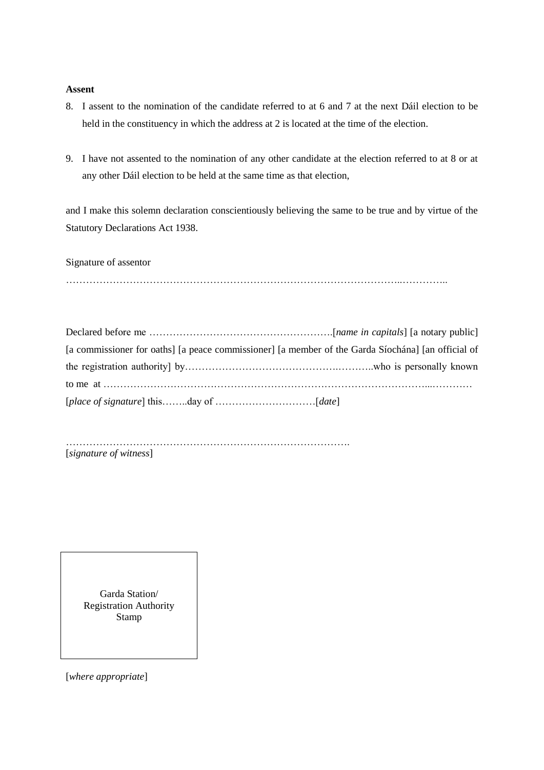**Assent**

8. I assent to the nomination of the candidate referred to at 6 and 7 at the next Dáil election to be held in the constituency in which the address at 2 is located at the time of the election.

9. I have not assented to the nomination of any other candidate at the election referred to at 8 or at any other Dáil election to be held at the same time as that election,

and I make this solemn declaration conscientiously believing the same to be true and by virtue of the Statutory Declarations Act 1938.

Signature of assentor

…………………………………………………………………………………………..…………..

Declared before me ……………………………………………….[*name in capitals*] [a notary public] [a commissioner for oaths] [a peace commissioner] [a member of the Garda Síochána] [an official of the registration authority] by……………………………………….………..who is personally known to me at ……………………………………………………………………………………...…………[*place of signature*] this……..day of …………………………[*date*]

………………………………………………………………………….
[*signature of witness*]

Garda Station/
Registration Authority
Stamp

[*where appropriate*]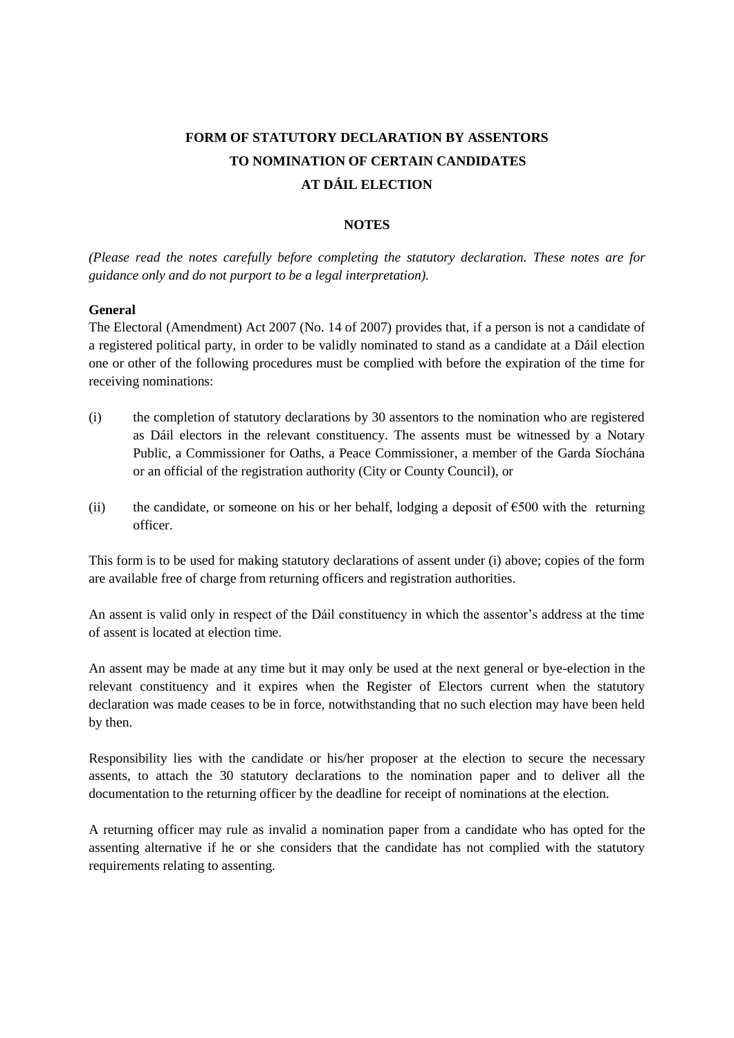# FORM OF STATUTORY DECLARATION BY ASSENTORS TO NOMINATION OF CERTAIN CANDIDATES AT DÁIL ELECTION

## NOTES

*(Please read the notes carefully before completing the statutory declaration. These notes are for guidance only and do not purport to be a legal interpretation).*

**General**

The Electoral (Amendment) Act 2007 (No. 14 of 2007) provides that, if a person is not a candidate of a registered political party, in order to be validly nominated to stand as a candidate at a Dáil election one or other of the following procedures must be complied with before the expiration of the time for receiving nominations:

(i) the completion of statutory declarations by 30 assentors to the nomination who are registered as Dáil electors in the relevant constituency. The assents must be witnessed by a Notary Public, a Commissioner for Oaths, a Peace Commissioner, a member of the Garda Síochána or an official of the registration authority (City or County Council), or

(ii) the candidate, or someone on his or her behalf, lodging a deposit of €500 with the returning officer.

This form is to be used for making statutory declarations of assent under (i) above; copies of the form are available free of charge from returning officers and registration authorities.

An assent is valid only in respect of the Dáil constituency in which the assentor's address at the time of assent is located at election time.

An assent may be made at any time but it may only be used at the next general or bye-election in the relevant constituency and it expires when the Register of Electors current when the statutory declaration was made ceases to be in force, notwithstanding that no such election may have been held by then.

Responsibility lies with the candidate or his/her proposer at the election to secure the necessary assents, to attach the 30 statutory declarations to the nomination paper and to deliver all the documentation to the returning officer by the deadline for receipt of nominations at the election.

A returning officer may rule as invalid a nomination paper from a candidate who has opted for the assenting alternative if he or she considers that the candidate has not complied with the statutory requirements relating to assenting.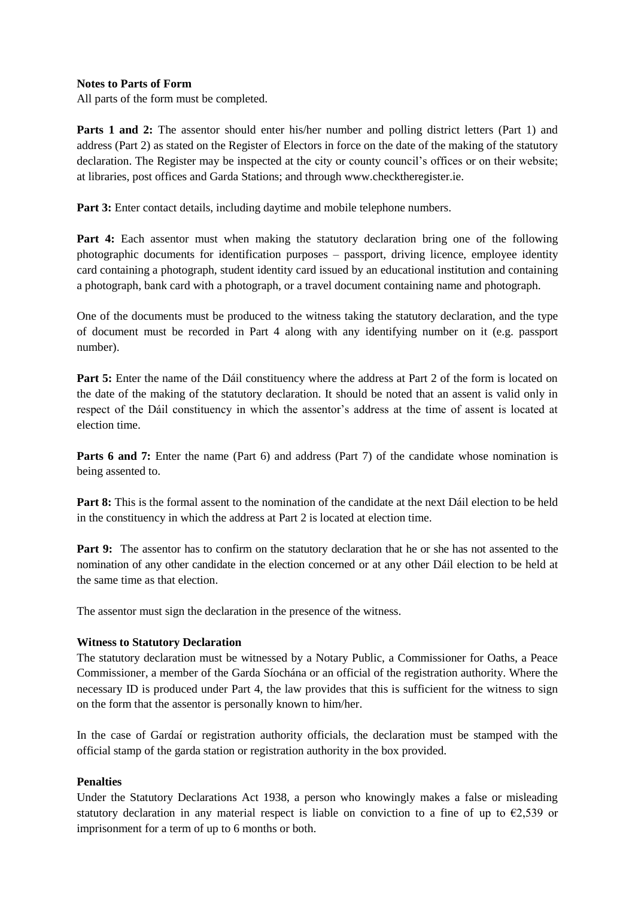**Notes to Parts of Form**

All parts of the form must be completed.

**Parts 1 and 2:** The assentor should enter his/her number and polling district letters (Part 1) and address (Part 2) as stated on the Register of Electors in force on the date of the making of the statutory declaration. The Register may be inspected at the city or county council's offices or on their website; at libraries, post offices and Garda Stations; and through www.checktheregister.ie.

**Part 3:** Enter contact details, including daytime and mobile telephone numbers.

**Part 4:** Each assentor must when making the statutory declaration bring one of the following photographic documents for identification purposes – passport, driving licence, employee identity card containing a photograph, student identity card issued by an educational institution and containing a photograph, bank card with a photograph, or a travel document containing name and photograph.

One of the documents must be produced to the witness taking the statutory declaration, and the type of document must be recorded in Part 4 along with any identifying number on it (e.g. passport number).

**Part 5:** Enter the name of the Dáil constituency where the address at Part 2 of the form is located on the date of the making of the statutory declaration. It should be noted that an assent is valid only in respect of the Dáil constituency in which the assentor's address at the time of assent is located at election time.

**Parts 6 and 7:** Enter the name (Part 6) and address (Part 7) of the candidate whose nomination is being assented to.

**Part 8:** This is the formal assent to the nomination of the candidate at the next Dáil election to be held in the constituency in which the address at Part 2 is located at election time.

**Part 9:** The assentor has to confirm on the statutory declaration that he or she has not assented to the nomination of any other candidate in the election concerned or at any other Dáil election to be held at the same time as that election.

The assentor must sign the declaration in the presence of the witness.

**Witness to Statutory Declaration**

The statutory declaration must be witnessed by a Notary Public, a Commissioner for Oaths, a Peace Commissioner, a member of the Garda Síochána or an official of the registration authority. Where the necessary ID is produced under Part 4, the law provides that this is sufficient for the witness to sign on the form that the assentor is personally known to him/her.

In the case of Gardaí or registration authority officials, the declaration must be stamped with the official stamp of the garda station or registration authority in the box provided.

**Penalties**

Under the Statutory Declarations Act 1938, a person who knowingly makes a false or misleading statutory declaration in any material respect is liable on conviction to a fine of up to €2,539 or imprisonment for a term of up to 6 months or both.